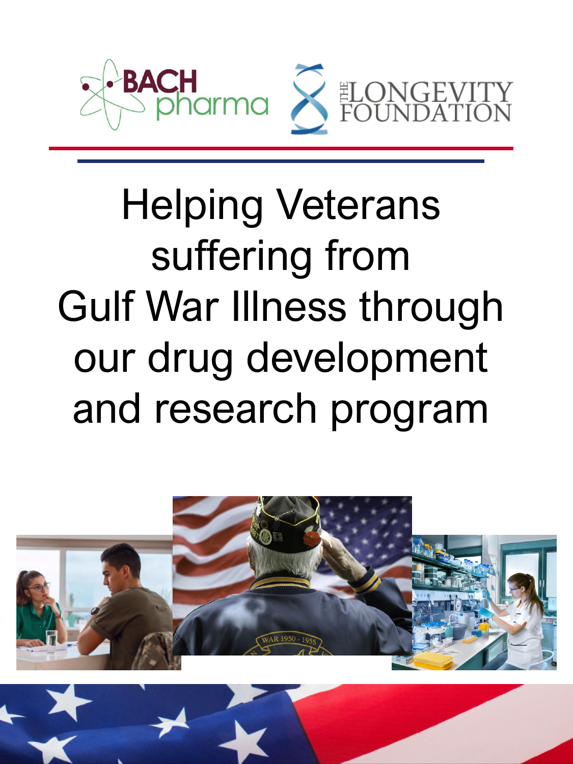BACH pharma

THE LONGEVITY FOUNDATION

# Helping Veterans suffering from Gulf War Illness through our drug development and research program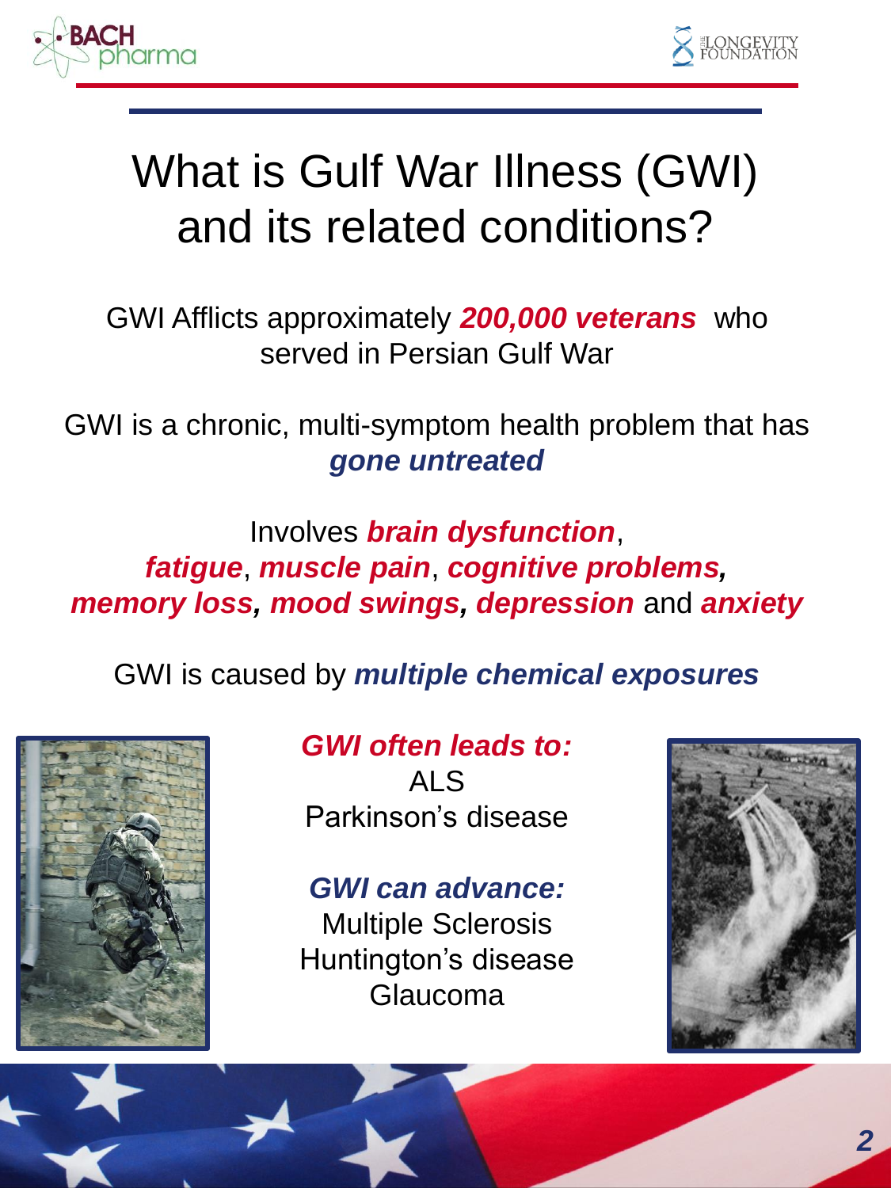# What is Gulf War Illness (GWI) and its related conditions?

GWI Afflicts approximately ***200,000 veterans*** who served in Persian Gulf War

GWI is a chronic, multi-symptom health problem that has ***gone untreated***

Involves ***brain dysfunction***, ***fatigue***, ***muscle pain***, ***cognitive problems, memory loss, mood swings, depression*** and ***anxiety***

GWI is caused by ***multiple chemical exposures***

***GWI often leads to:***

ALS
Parkinson's disease

***GWI can advance:***

Multiple Sclerosis
Huntington's disease
Glaucoma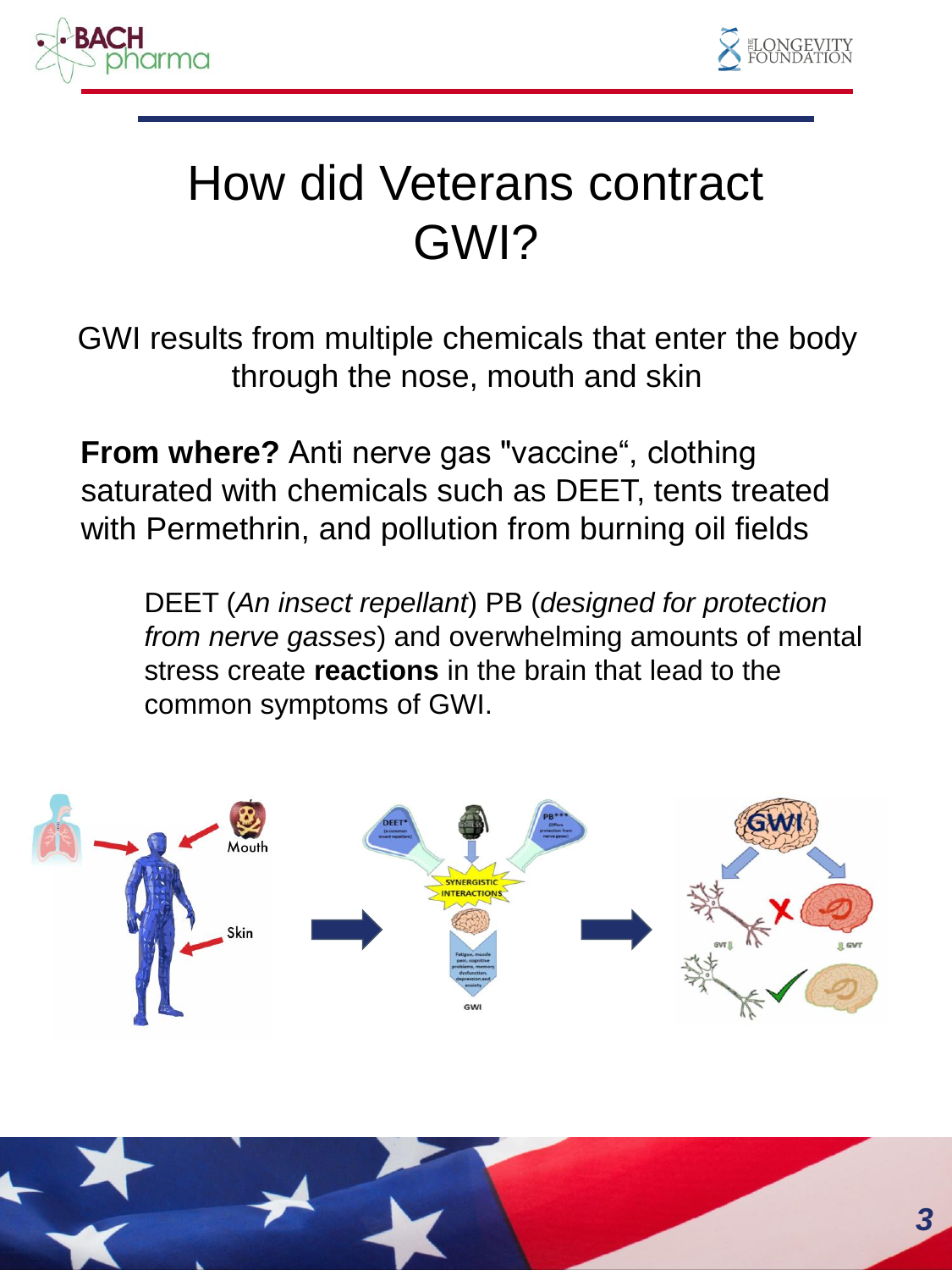# How did Veterans contract GWI?

GWI results from multiple chemicals that enter the body through the nose, mouth and skin

**From where?** Anti nerve gas "vaccine“, clothing saturated with chemicals such as DEET, tents treated with Permethrin, and pollution from burning oil fields

DEET (*An insect repellant*) PB (*designed for protection from nerve gasses*) and overwhelming amounts of mental stress create **reactions** in the brain that lead to the common symptoms of GWI.

Mouth

Skin

DEET*

STRESS

PB***

SYNERGISTIC INTERACTIONS

Fatigue, muscle pain, cognitive problems, memory dysfunction, depression and anxiety

GWI

GWI

GVT

GVT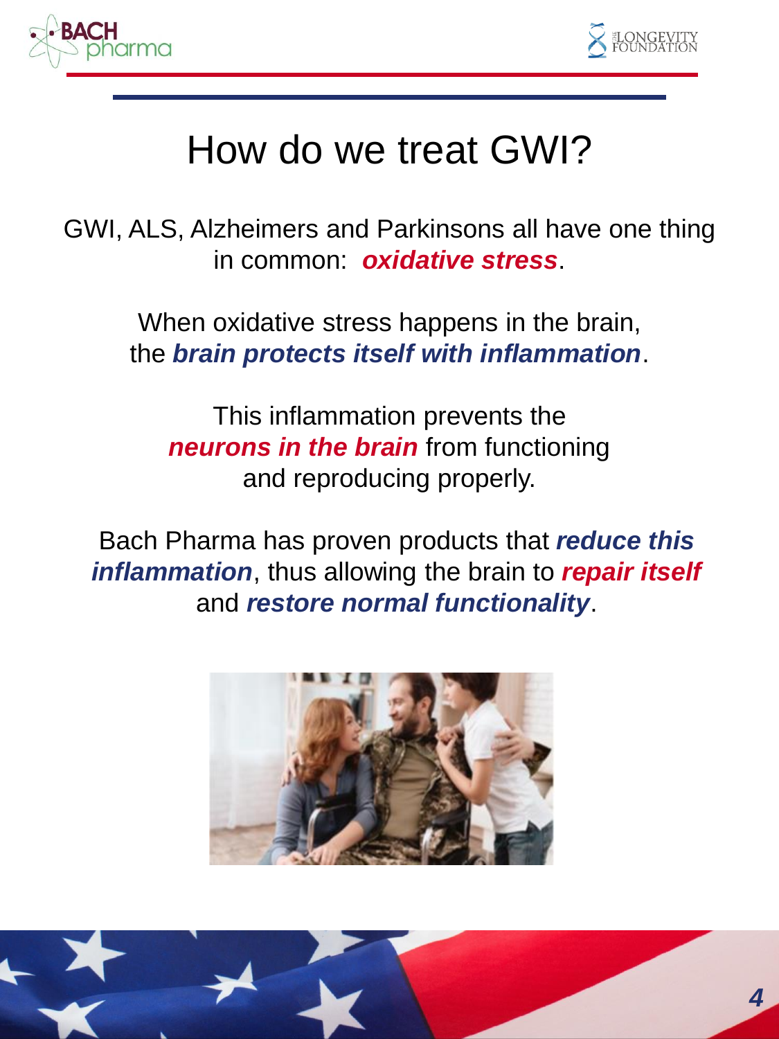# How do we treat GWI?

GWI, ALS, Alzheimers and Parkinsons all have one thing in common: ***oxidative stress***.

When oxidative stress happens in the brain, the ***brain protects itself with inflammation***.

This inflammation prevents the ***neurons in the brain*** from functioning and reproducing properly.

Bach Pharma has proven products that ***reduce this inflammation***, thus allowing the brain to ***repair itself*** and ***restore normal functionality***.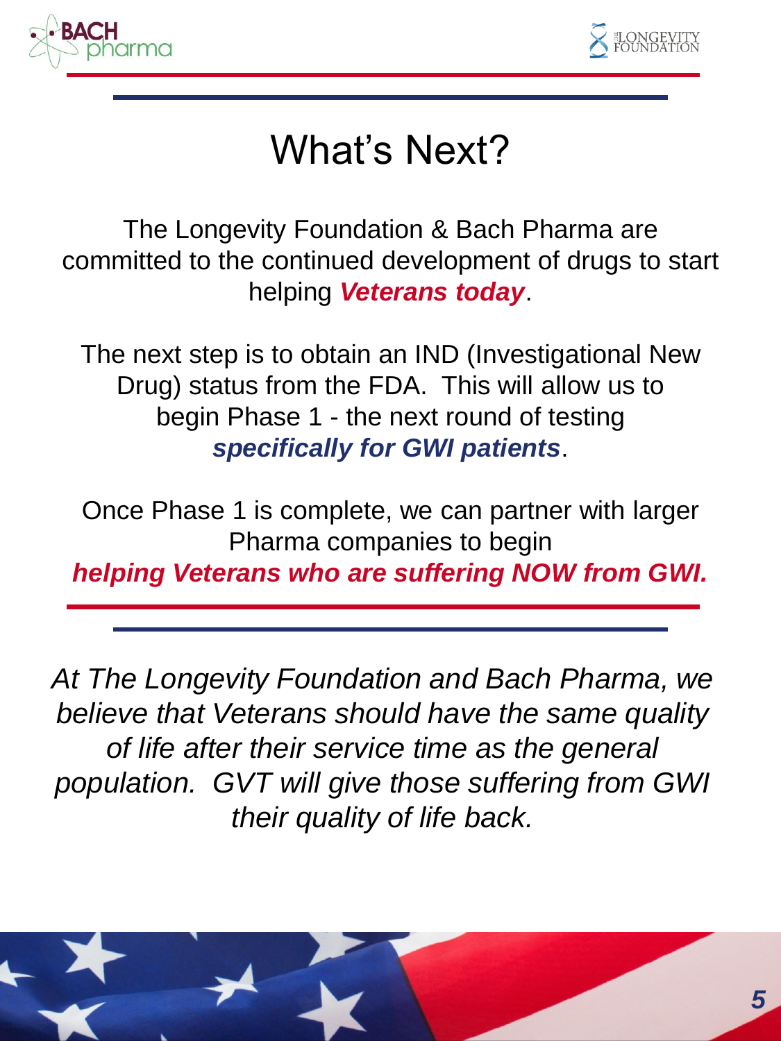# What's Next?

The Longevity Foundation & Bach Pharma are committed to the continued development of drugs to start helping ***Veterans today***.

The next step is to obtain an IND (Investigational New Drug) status from the FDA. This will allow us to begin Phase 1 - the next round of testing ***specifically for GWI patients***.

Once Phase 1 is complete, we can partner with larger Pharma companies to begin ***helping Veterans who are suffering NOW from GWI.***

*At The Longevity Foundation and Bach Pharma, we believe that Veterans should have the same quality of life after their service time as the general population. GVT will give those suffering from GWI their quality of life back.*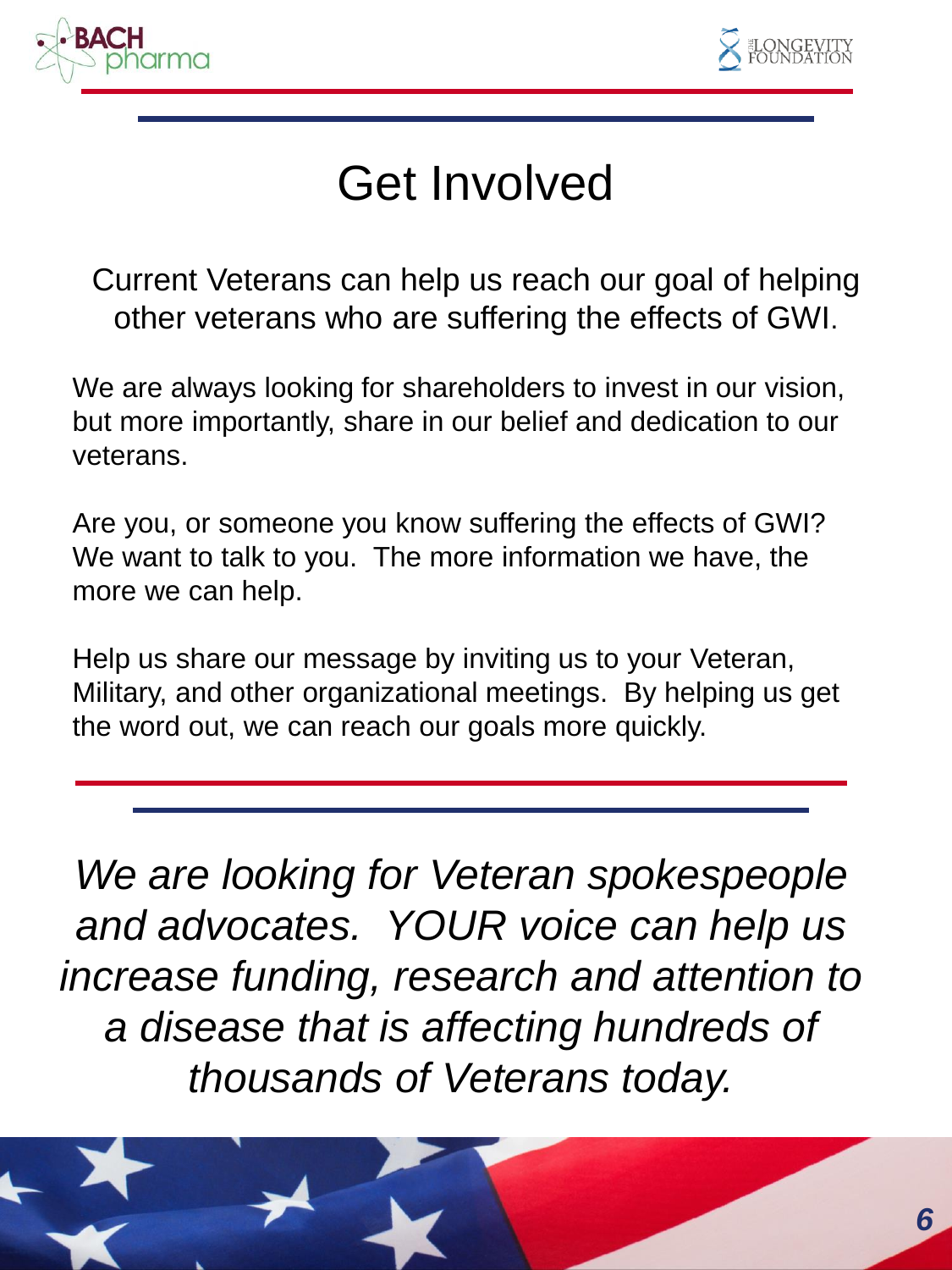# Get Involved

Current Veterans can help us reach our goal of helping other veterans who are suffering the effects of GWI.

We are always looking for shareholders to invest in our vision, but more importantly, share in our belief and dedication to our veterans.

Are you, or someone you know suffering the effects of GWI? We want to talk to you. The more information we have, the more we can help.

Help us share our message by inviting us to your Veteran, Military, and other organizational meetings. By helping us get the word out, we can reach our goals more quickly.

*We are looking for Veteran spokespeople and advocates. YOUR voice can help us increase funding, research and attention to a disease that is affecting hundreds of thousands of Veterans today.*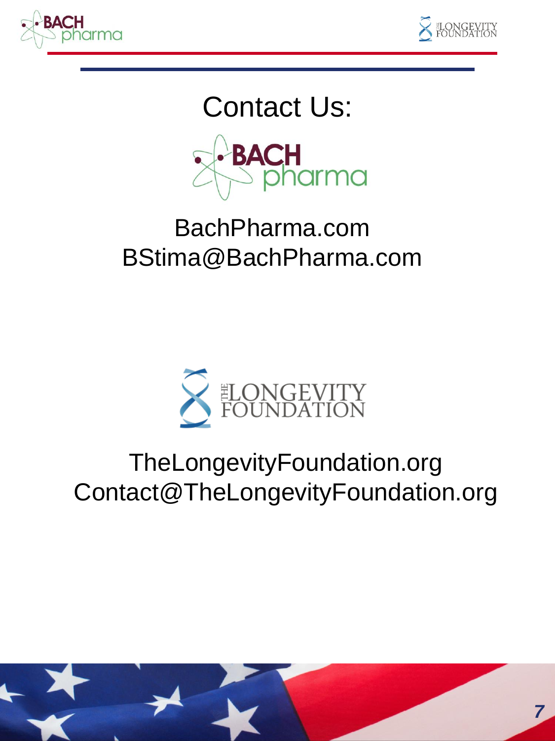# Contact Us:

BACH pharma

BachPharma.com
BStima@BachPharma.com

THE LONGEVITY FOUNDATION

TheLongevityFoundation.org
Contact@TheLongevityFoundation.org